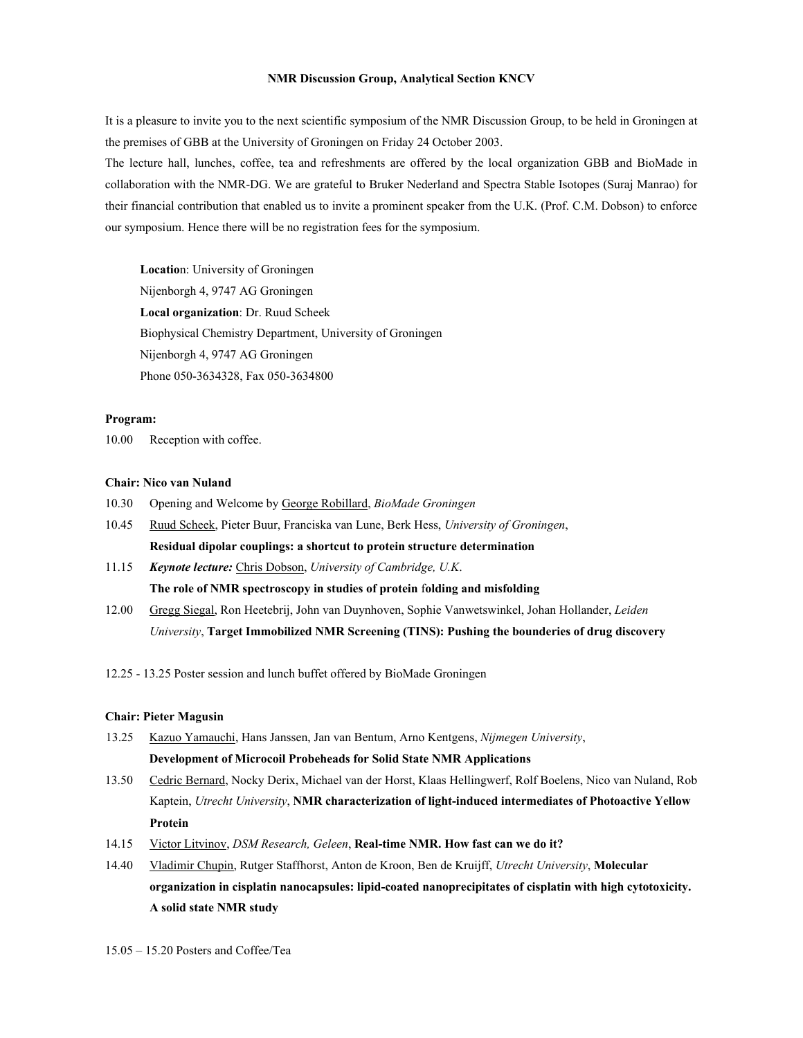**NMR Discussion Group, Analytical Section KNCV**

It is a pleasure to invite you to the next scientific symposium of the NMR Discussion Group, to be held in Groningen at the premises of GBB at the University of Groningen on Friday 24 October 2003.
The lecture hall, lunches, coffee, tea and refreshments are offered by the local organization GBB and BioMade in collaboration with the NMR-DG. We are grateful to Bruker Nederland and Spectra Stable Isotopes (Suraj Manrao) for their financial contribution that enabled us to invite a prominent speaker from the U.K. (Prof. C.M. Dobson) to enforce our symposium. Hence there will be no registration fees for the symposium.

**Locatio**n: University of Groningen
Nijenborgh 4, 9747 AG Groningen
**Local organization**: Dr. Ruud Scheek
Biophysical Chemistry Department, University of Groningen
Nijenborgh 4, 9747 AG Groningen
Phone 050-3634328, Fax 050-3634800

**Program:**

10.00 Reception with coffee.

**Chair: Nico van Nuland**

10.30 Opening and Welcome by George Robillard, *BioMade Groningen*

10.45 Ruud Scheek, Pieter Buur, Franciska van Lune, Berk Hess, *University of Groningen*,
**Residual dipolar couplings: a shortcut to protein structure determination**

11.15 ***Keynote lecture:*** Chris Dobson, *University of Cambridge, U.K*.
**The role of NMR spectroscopy in studies of protein** f**olding and misfolding**

12.00 Gregg Siegal, Ron Heetebrij, John van Duynhoven, Sophie Vanwetswinkel, Johan Hollander, *Leiden University*, **Target Immobilized NMR Screening (TINS): Pushing the bounderies of drug discovery**

12.25 - 13.25 Poster session and lunch buffet offered by BioMade Groningen

**Chair: Pieter Magusin**

13.25 Kazuo Yamauchi, Hans Janssen, Jan van Bentum, Arno Kentgens, *Nijmegen University*,
**Development of Microcoil Probeheads for Solid State NMR Applications**

13.50 Cedric Bernard, Nocky Derix, Michael van der Horst, Klaas Hellingwerf, Rolf Boelens, Nico van Nuland, Rob Kaptein, *Utrecht University*, **NMR characterization of light-induced intermediates of Photoactive Yellow Protein**

14.15 Victor Litvinov, *DSM Research, Geleen*, **Real-time NMR. How fast can we do it?**

14.40 Vladimir Chupin, Rutger Staffhorst, Anton de Kroon, Ben de Kruijff, *Utrecht University*, **Molecular organization in cisplatin nanocapsules: lipid-coated nanoprecipitates of cisplatin with high cytotoxicity. A solid state NMR study**

15.05 – 15.20 Posters and Coffee/Tea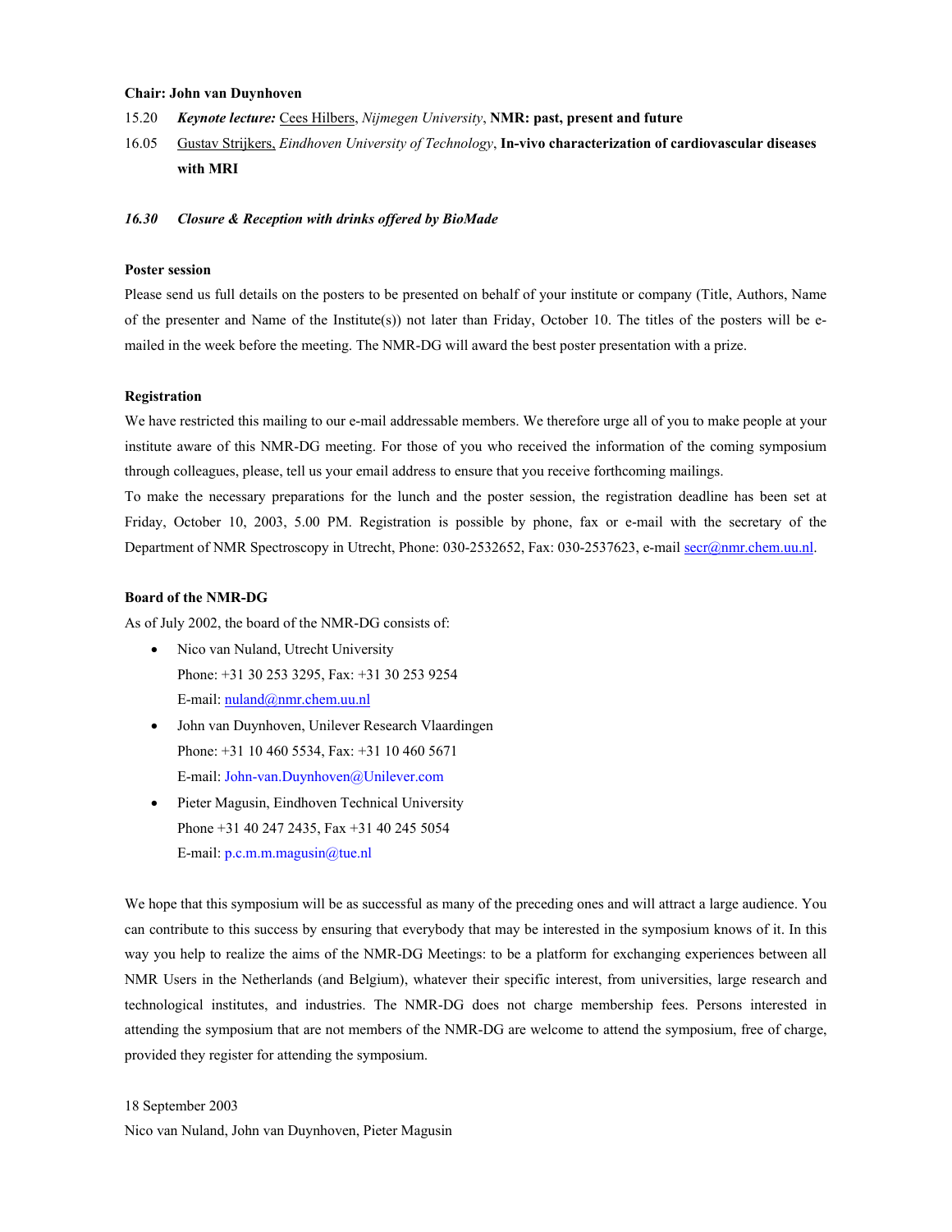**Chair: John van Duynhoven**

15.20 ***Keynote lecture:*** Cees Hilbers, *Nijmegen University*, **NMR: past, present and future**

16.05 Gustav Strijkers, *Eindhoven University of Technology*, **In-vivo characterization of cardiovascular diseases with MRI**

***16.30 Closure & Reception with drinks offered by BioMade***

**Poster session**

Please send us full details on the posters to be presented on behalf of your institute or company (Title, Authors, Name of the presenter and Name of the Institute(s)) not later than Friday, October 10. The titles of the posters will be e-mailed in the week before the meeting. The NMR-DG will award the best poster presentation with a prize.

**Registration**

We have restricted this mailing to our e-mail addressable members. We therefore urge all of you to make people at your institute aware of this NMR-DG meeting. For those of you who received the information of the coming symposium through colleagues, please, tell us your email address to ensure that you receive forthcoming mailings.

To make the necessary preparations for the lunch and the poster session, the registration deadline has been set at Friday, October 10, 2003, 5.00 PM. Registration is possible by phone, fax or e-mail with the secretary of the Department of NMR Spectroscopy in Utrecht, Phone: 030-2532652, Fax: 030-2537623, e-mail secr@nmr.chem.uu.nl.

**Board of the NMR-DG**

As of July 2002, the board of the NMR-DG consists of:

- Nico van Nuland, Utrecht University
  Phone: +31 30 253 3295, Fax: +31 30 253 9254
  E-mail: nuland@nmr.chem.uu.nl
- John van Duynhoven, Unilever Research Vlaardingen
  Phone: +31 10 460 5534, Fax: +31 10 460 5671
  E-mail: John-van.Duynhoven@Unilever.com
- Pieter Magusin, Eindhoven Technical University
  Phone +31 40 247 2435, Fax +31 40 245 5054
  E-mail: p.c.m.m.magusin@tue.nl

We hope that this symposium will be as successful as many of the preceding ones and will attract a large audience. You can contribute to this success by ensuring that everybody that may be interested in the symposium knows of it. In this way you help to realize the aims of the NMR-DG Meetings: to be a platform for exchanging experiences between all NMR Users in the Netherlands (and Belgium), whatever their specific interest, from universities, large research and technological institutes, and industries. The NMR-DG does not charge membership fees. Persons interested in attending the symposium that are not members of the NMR-DG are welcome to attend the symposium, free of charge, provided they register for attending the symposium.

18 September 2003

Nico van Nuland, John van Duynhoven, Pieter Magusin